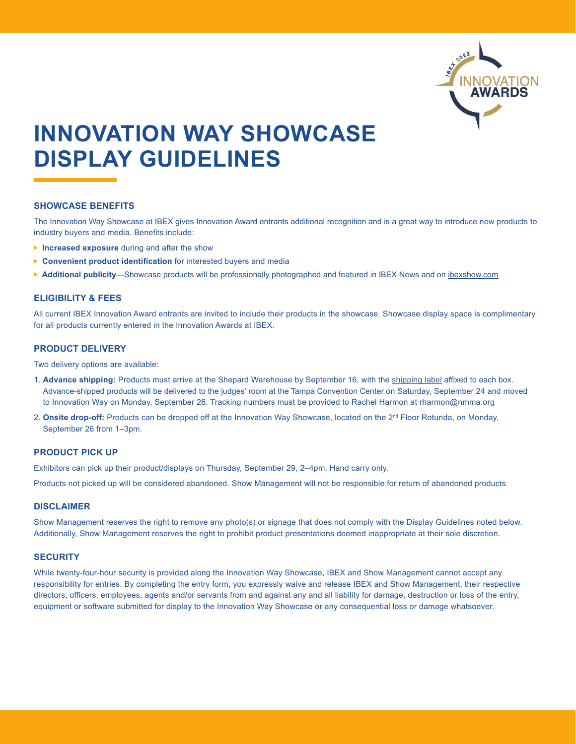# INNOVATION WAY SHOWCASE DISPLAY GUIDELINES

## SHOWCASE BENEFITS

The Innovation Way Showcase at IBEX gives Innovation Award entrants additional recognition and is a great way to introduce new products to industry buyers and media. Benefits include:

- **Increased exposure** during and after the show
- **Convenient product identification** for interested buyers and media
- **Additional publicity**—Showcase products will be professionally photographed and featured in IBEX News and on ibexshow.com

## ELIGIBILITY & FEES

All current IBEX Innovation Award entrants are invited to include their products in the showcase. Showcase display space is complimentary for all products currently entered in the Innovation Awards at IBEX.

## PRODUCT DELIVERY

Two delivery options are available:

1. **Advance shipping:** Products must arrive at the Shepard Warehouse by September 16, with the shipping label affixed to each box. Advance-shipped products will be delivered to the judges' room at the Tampa Convention Center on Saturday, September 24 and moved to Innovation Way on Monday, September 26. Tracking numbers must be provided to Rachel Harmon at rharmon@nmma.org
2. **Onsite drop-off:** Products can be dropped off at the Innovation Way Showcase, located on the 2nd Floor Rotunda, on Monday, September 26 from 1–3pm.

## PRODUCT PICK UP

Exhibitors can pick up their product/displays on Thursday, September 29, 2–4pm. Hand carry only.

Products not picked up will be considered abandoned. Show Management will not be responsible for return of abandoned products

## DISCLAIMER

Show Management reserves the right to remove any photo(s) or signage that does not comply with the Display Guidelines noted below. Additionally, Show Management reserves the right to prohibit product presentations deemed inappropriate at their sole discretion.

## SECURITY

While twenty-four-hour security is provided along the Innovation Way Showcase, IBEX and Show Management cannot accept any responsibility for entries. By completing the entry form, you expressly waive and release IBEX and Show Management, their respective directors, officers, employees, agents and/or servants from and against any and all liability for damage, destruction or loss of the entry, equipment or software submitted for display to the Innovation Way Showcase or any consequential loss or damage whatsoever.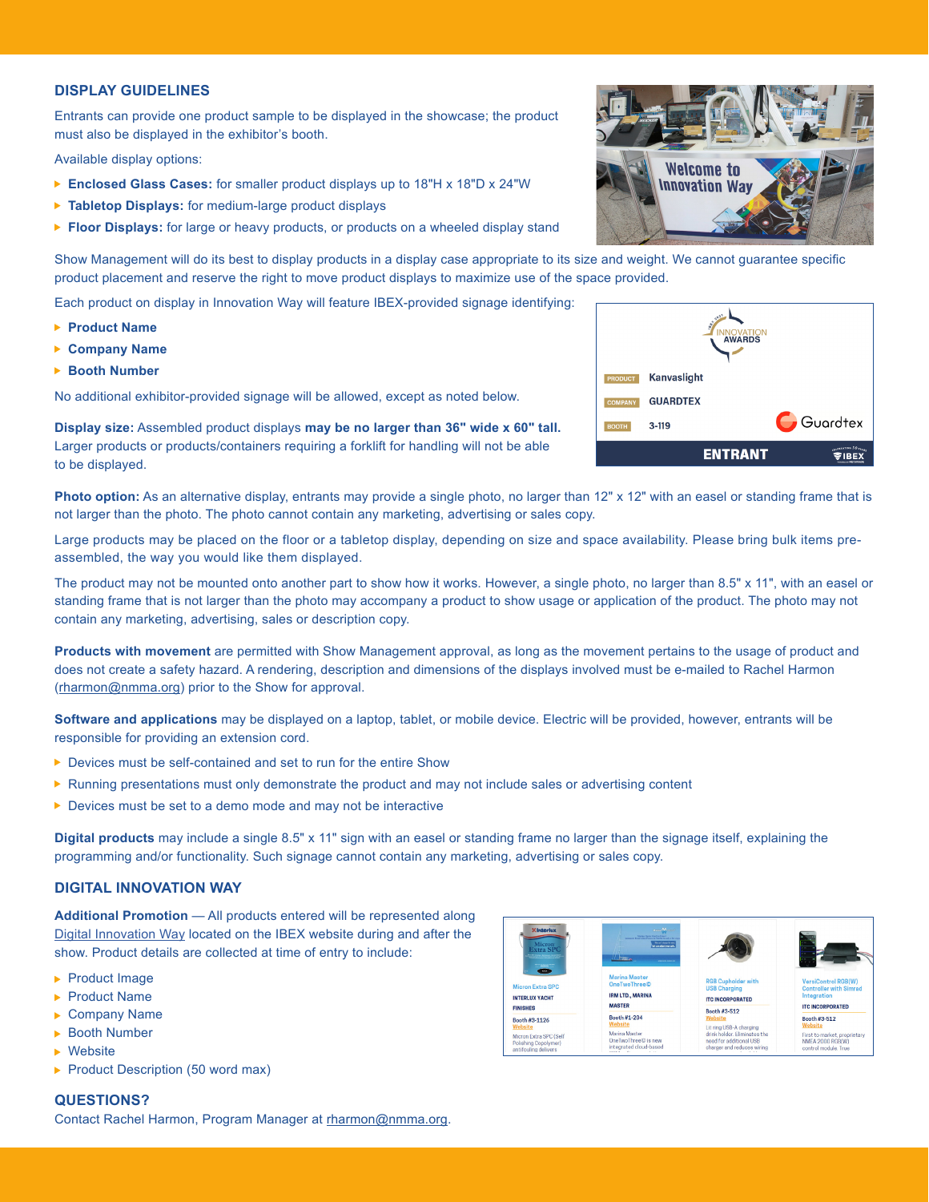## DISPLAY GUIDELINES

Entrants can provide one product sample to be displayed in the showcase; the product must also be displayed in the exhibitor's booth.

Available display options:

- **Enclosed Glass Cases:** for smaller product displays up to 18"H x 18"D x 24"W
- **Tabletop Displays:** for medium-large product displays
- **Floor Displays:** for large or heavy products, or products on a wheeled display stand

Show Management will do its best to display products in a display case appropriate to its size and weight. We cannot guarantee specific product placement and reserve the right to move product displays to maximize use of the space provided.

Each product on display in Innovation Way will feature IBEX-provided signage identifying:

- **Product Name**
- **Company Name**
- **Booth Number**

No additional exhibitor-provided signage will be allowed, except as noted below.

**Display size:** Assembled product displays **may be no larger than 36" wide x 60" tall.** Larger products or products/containers requiring a forklift for handling will not be able to be displayed.

**Photo option:** As an alternative display, entrants may provide a single photo, no larger than 12" x 12" with an easel or standing frame that is not larger than the photo. The photo cannot contain any marketing, advertising or sales copy.

Large products may be placed on the floor or a tabletop display, depending on size and space availability. Please bring bulk items pre-assembled, the way you would like them displayed.

The product may not be mounted onto another part to show how it works. However, a single photo, no larger than 8.5" x 11", with an easel or standing frame that is not larger than the photo may accompany a product to show usage or application of the product. The photo may not contain any marketing, advertising, sales or description copy.

**Products with movement** are permitted with Show Management approval, as long as the movement pertains to the usage of product and does not create a safety hazard. A rendering, description and dimensions of the displays involved must be e-mailed to Rachel Harmon (rharmon@nmma.org) prior to the Show for approval.

**Software and applications** may be displayed on a laptop, tablet, or mobile device. Electric will be provided, however, entrants will be responsible for providing an extension cord.

- Devices must be self-contained and set to run for the entire Show
- Running presentations must only demonstrate the product and may not include sales or advertising content
- Devices must be set to a demo mode and may not be interactive

**Digital products** may include a single 8.5" x 11" sign with an easel or standing frame no larger than the signage itself, explaining the programming and/or functionality. Such signage cannot contain any marketing, advertising or sales copy.

## DIGITAL INNOVATION WAY

**Additional Promotion** — All products entered will be represented along Digital Innovation Way located on the IBEX website during and after the show. Product details are collected at time of entry to include:

- Product Image
- Product Name
- Company Name
- Booth Number
- Website
- Product Description (50 word max)

## QUESTIONS?

Contact Rachel Harmon, Program Manager at rharmon@nmma.org.